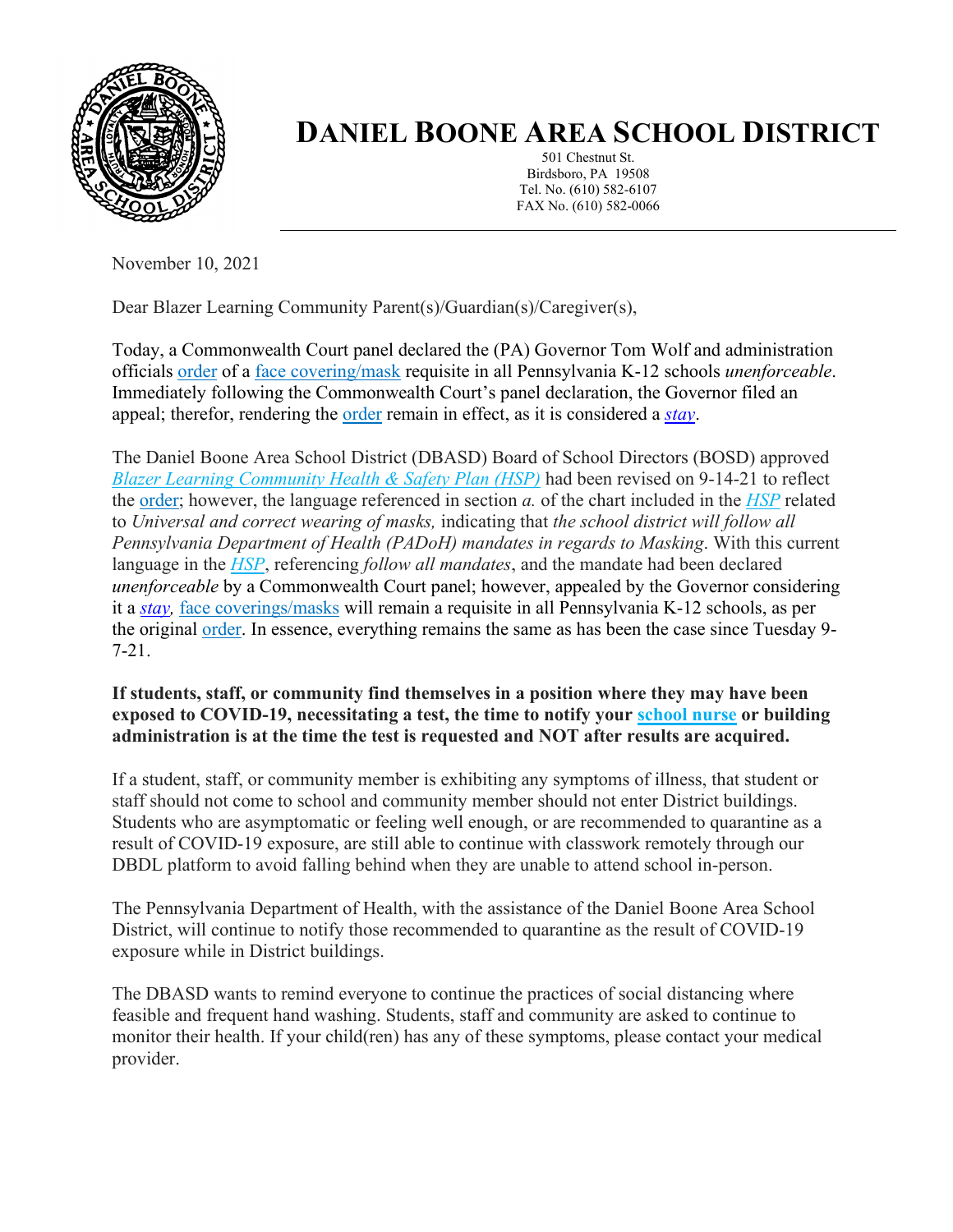# DANIEL BOONE AREA SCHOOL DISTRICT

501 Chestnut St.
Birdsboro, PA 19508
Tel. No. (610) 582-6107
FAX No. (610) 582-0066

November 10, 2021

Dear Blazer Learning Community Parent(s)/Guardian(s)/Caregiver(s),

Today, a Commonwealth Court panel declared the (PA) Governor Tom Wolf and administration officials order of a face covering/mask requisite in all Pennsylvania K-12 schools *unenforceable*. Immediately following the Commonwealth Court's panel declaration, the Governor filed an appeal; therefor, rendering the order remain in effect, as it is considered a ***stay***.

The Daniel Boone Area School District (DBASD) Board of School Directors (BOSD) approved *Blazer Learning Community Health & Safety Plan (HSP)* had been revised on 9-14-21 to reflect the order; however, the language referenced in section *a.* of the chart included in the *HSP* related to *Universal and correct wearing of masks,* indicating that *the school district will follow all Pennsylvania Department of Health (PADoH) mandates in regards to Masking*. With this current language in the *HSP*, referencing *follow all mandates*, and the mandate had been declared *unenforceable* by a Commonwealth Court panel; however, appealed by the Governor considering it a ***stay***, face coverings/masks will remain a requisite in all Pennsylvania K-12 schools, as per the original order. In essence, everything remains the same as has been the case since Tuesday 9-7-21.

**If students, staff, or community find themselves in a position where they may have been exposed to COVID-19, necessitating a test, the time to notify your school nurse or building administration is at the time the test is requested and NOT after results are acquired.**

If a student, staff, or community member is exhibiting any symptoms of illness, that student or staff should not come to school and community member should not enter District buildings. Students who are asymptomatic or feeling well enough, or are recommended to quarantine as a result of COVID-19 exposure, are still able to continue with classwork remotely through our DBDL platform to avoid falling behind when they are unable to attend school in-person.

The Pennsylvania Department of Health, with the assistance of the Daniel Boone Area School District, will continue to notify those recommended to quarantine as the result of COVID-19 exposure while in District buildings.

The DBASD wants to remind everyone to continue the practices of social distancing where feasible and frequent hand washing. Students, staff and community are asked to continue to monitor their health. If your child(ren) has any of these symptoms, please contact your medical provider.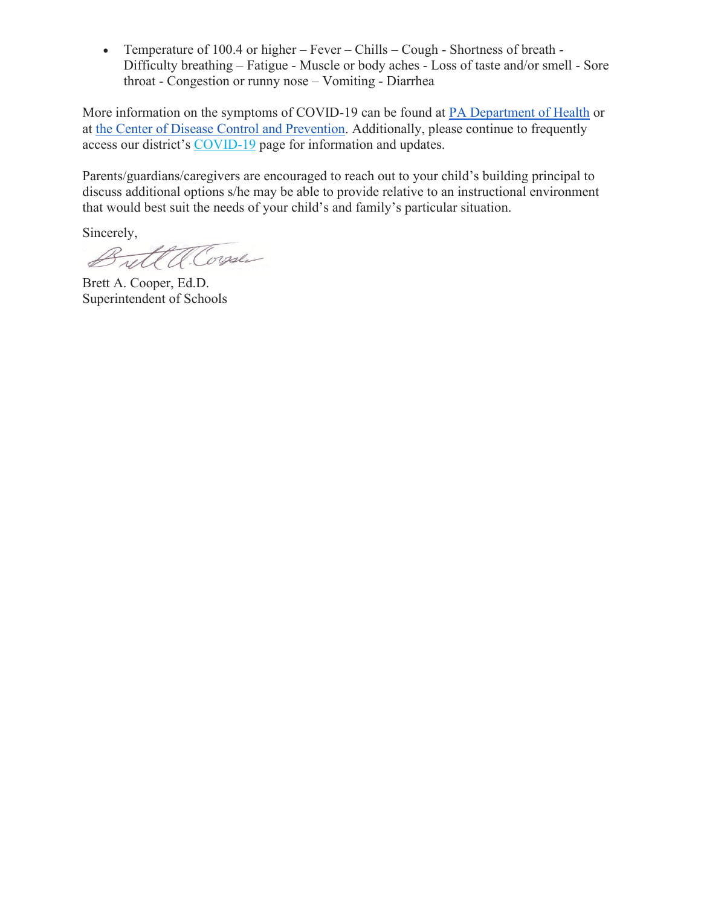- Temperature of 100.4 or higher – Fever – Chills – Cough - Shortness of breath - Difficulty breathing – Fatigue - Muscle or body aches - Loss of taste and/or smell - Sore throat - Congestion or runny nose – Vomiting - Diarrhea

More information on the symptoms of COVID-19 can be found at PA Department of Health or at the Center of Disease Control and Prevention. Additionally, please continue to frequently access our district's COVID-19 page for information and updates.

Parents/guardians/caregivers are encouraged to reach out to your child's building principal to discuss additional options s/he may be able to provide relative to an instructional environment that would best suit the needs of your child's and family's particular situation.

Sincerely,

Brett A. Cooper, Ed.D.
Superintendent of Schools